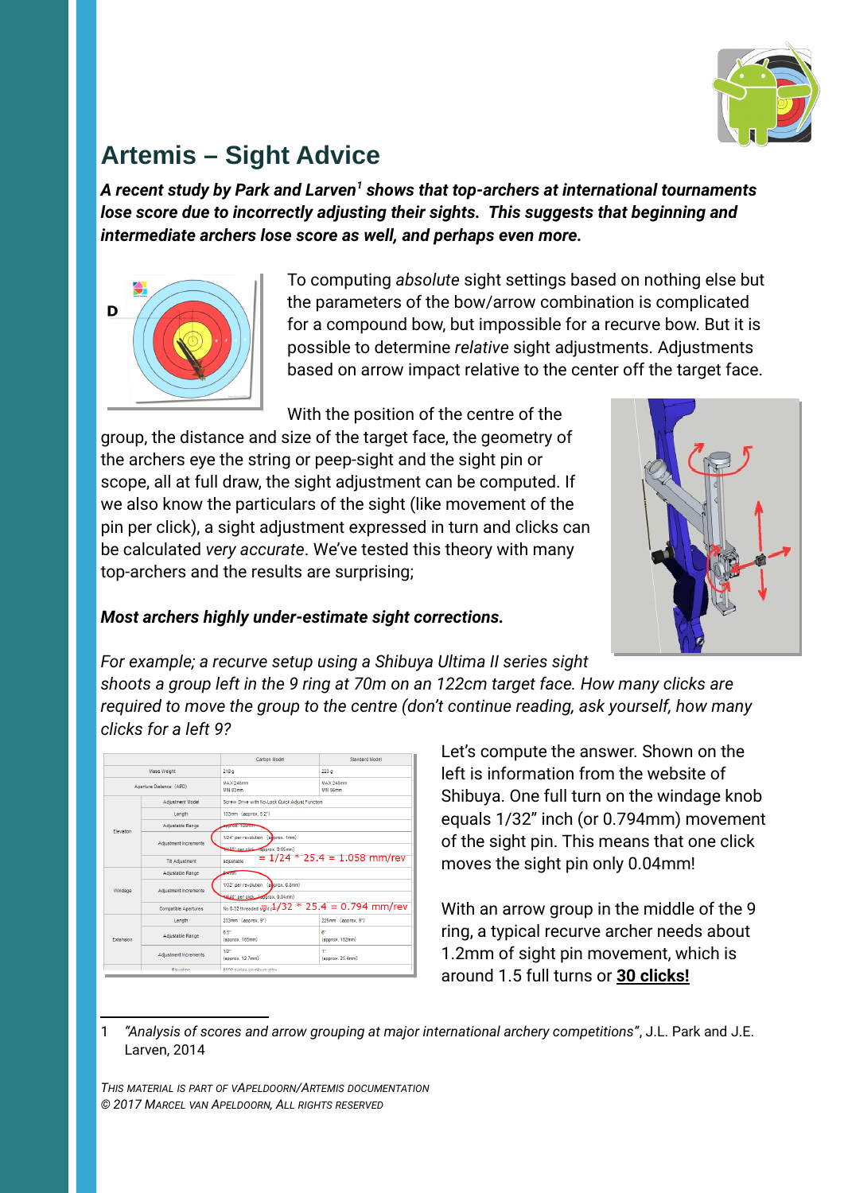# Artemis – Sight Advice

***A recent study by Park and Larven[1] shows that top-archers at international tournaments lose score due to incorrectly adjusting their sights. This suggests that beginning and intermediate archers lose score as well, and perhaps even more.***

To computing *absolute* sight settings based on nothing else but the parameters of the bow/arrow combination is complicated for a compound bow, but impossible for a recurve bow. But it is possible to determine *relative* sight adjustments. Adjustments based on arrow impact relative to the center off the target face.

With the position of the centre of the group, the distance and size of the target face, the geometry of the archers eye the string or peep-sight and the sight pin or scope, all at full draw, the sight adjustment can be computed. If we also know the particulars of the sight (like movement of the pin per click), a sight adjustment expressed in turn and clicks can be calculated *very accurate*. We've tested this theory with many top-archers and the results are surprising;

***Most archers highly under-estimate sight corrections.***

*For example; a recurve setup using a Shibuya Ultima II series sight shoots a group left in the 9 ring at 70m on an 122cm target face. How many clicks are required to move the group to the centre (don't continue reading, ask yourself, how many clicks for a left 9?*

Let's compute the answer. Shown on the left is information from the website of Shibuya. One full turn on the windage knob equals 1/32" inch (or 0.794mm) movement of the sight pin. This means that one click moves the sight pin only 0.04mm!

With an arrow group in the middle of the 9 ring, a typical recurve archer needs about 1.2mm of sight pin movement, which is around 1.5 full turns or **30 clicks!**

---

1 *"Analysis of scores and arrow grouping at major international archery competitions"*, J.L. Park and J.E. Larven, 2014

*This material is part of vApeldoorn/Artemis documentation*
*© 2017 Marcel van Apeldoorn, All rights reserved*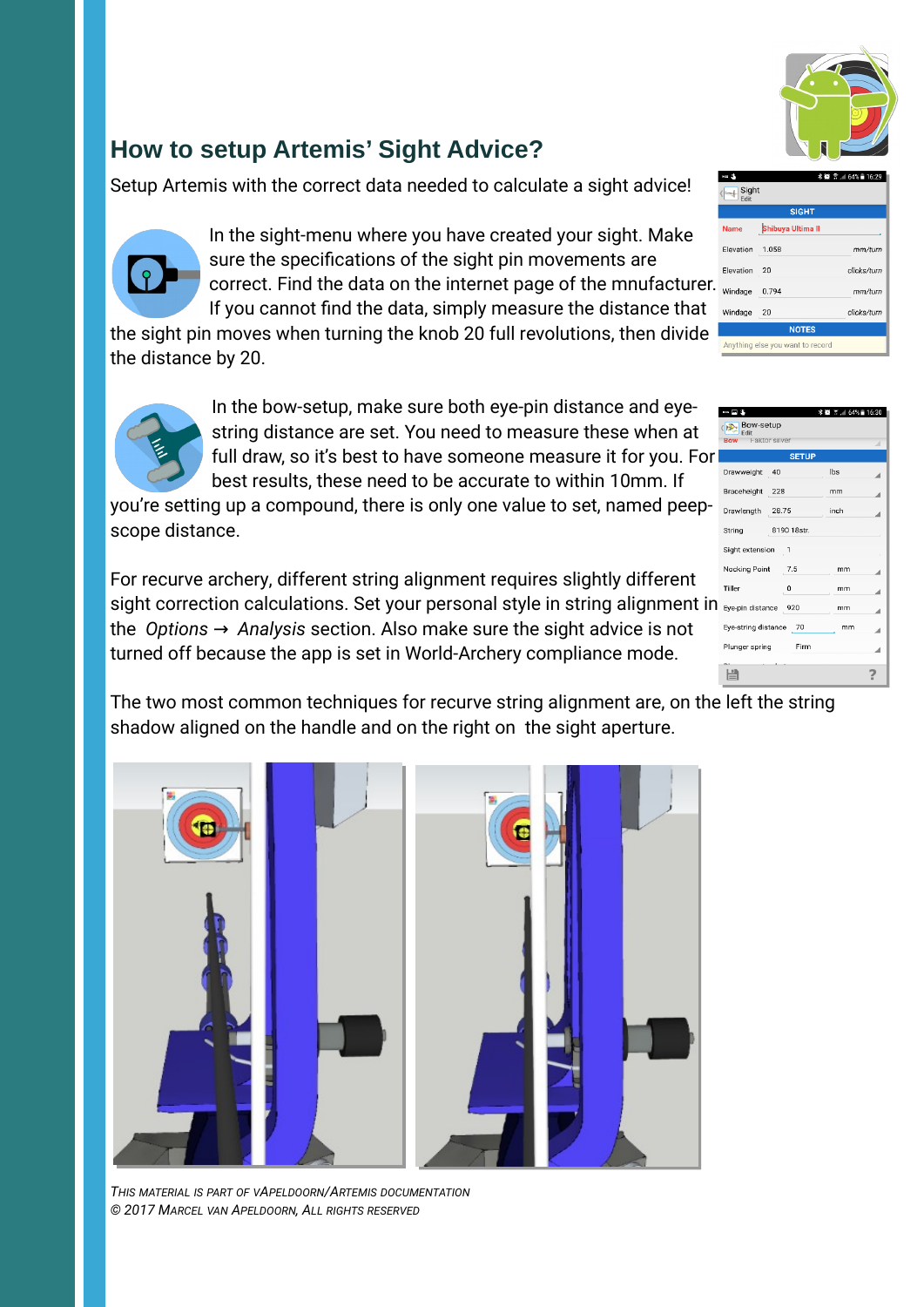## How to setup Artemis' Sight Advice?

Setup Artemis with the correct data needed to calculate a sight advice!

In the sight-menu where you have created your sight. Make sure the specifications of the sight pin movements are correct. Find the data on the internet page of the mnufacturer. If you cannot find the data, simply measure the distance that the sight pin moves when turning the knob 20 full revolutions, then divide the distance by 20.

In the bow-setup, make sure both eye-pin distance and eye-string distance are set. You need to measure these when at full draw, so it's best to have someone measure it for you. For best results, these need to be accurate to within 10mm. If you're setting up a compound, there is only one value to set, named peep-scope distance.

For recurve archery, different string alignment requires slightly different sight correction calculations. Set your personal style in string alignment in the *Options* → *Analysis* section. Also make sure the sight advice is not turned off because the app is set in World-Archery compliance mode.

The two most common techniques for recurve string alignment are, on the left the string shadow aligned on the handle and on the right on the sight aperture.

*This material is part of vApeldoorn/Artemis documentation*
*© 2017 Marcel van Apeldoorn, All rights reserved*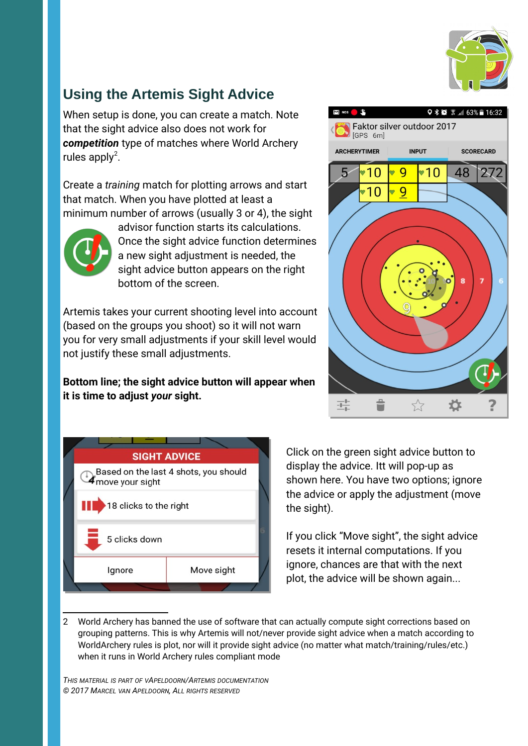## Using the Artemis Sight Advice

When setup is done, you can create a match. Note that the sight advice also does not work for ***competition*** type of matches where World Archery rules apply[2].

Create a *training* match for plotting arrows and start that match. When you have plotted at least a minimum number of arrows (usually 3 or 4), the sight advisor function starts its calculations. Once the sight advice function determines a new sight adjustment is needed, the sight advice button appears on the right bottom of the screen.

Artemis takes your current shooting level into account (based on the groups you shoot) so it will not warn you for very small adjustments if your skill level would not justify these small adjustments.

**Bottom line; the sight advice button will appear when it is time to adjust *your* sight.**

Click on the green sight advice button to display the advice. Itt will pop-up as shown here. You have two options; ignore the advice or apply the adjustment (move the sight).

If you click “Move sight”, the sight advice resets it internal computations. If you ignore, chances are that with the next plot, the advice will be shown again...

---

2 World Archery has banned the use of software that can actually compute sight corrections based on grouping patterns. This is why Artemis will not/never provide sight advice when a match according to WorldArchery rules is plot, nor will it provide sight advice (no matter what match/training/rules/etc.) when it runs in World Archery rules compliant mode

*This material is part of vApeldoorn/Artemis documentation*
*© 2017 Marcel van Apeldoorn, All rights reserved*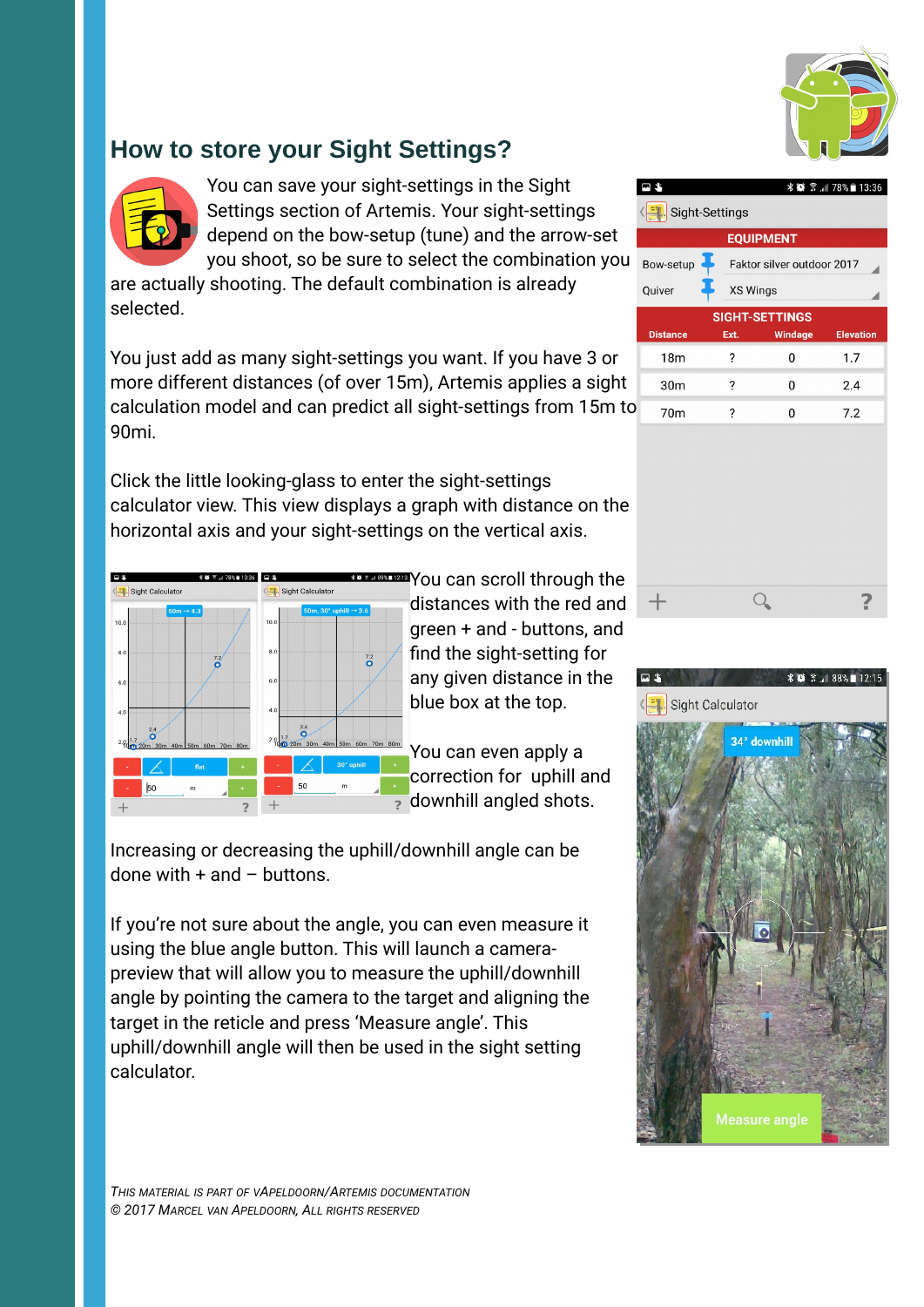## How to store your Sight Settings?

You can save your sight-settings in the Sight Settings section of Artemis. Your sight-settings depend on the bow-setup (tune) and the arrow-set you shoot, so be sure to select the combination you are actually shooting. The default combination is already selected.

You just add as many sight-settings you want. If you have 3 or more different distances (of over 15m), Artemis applies a sight calculation model and can predict all sight-settings from 15m to 90mi.

Click the little looking-glass to enter the sight-settings calculator view. This view displays a graph with distance on the horizontal axis and your sight-settings on the vertical axis.

You can scroll through the distances with the red and green + and - buttons, and find the sight-setting for any given distance in the blue box at the top.

You can even apply a correction for uphill and downhill angled shots.

Increasing or decreasing the uphill/downhill angle can be done with + and – buttons.

If you're not sure about the angle, you can even measure it using the blue angle button. This will launch a camera-preview that will allow you to measure the uphill/downhill angle by pointing the camera to the target and aligning the target in the reticle and press 'Measure angle'. This uphill/downhill angle will then be used in the sight setting calculator.

*This material is part of vApeldoorn/Artemis documentation*
*© 2017 Marcel van Apeldoorn, All rights reserved*